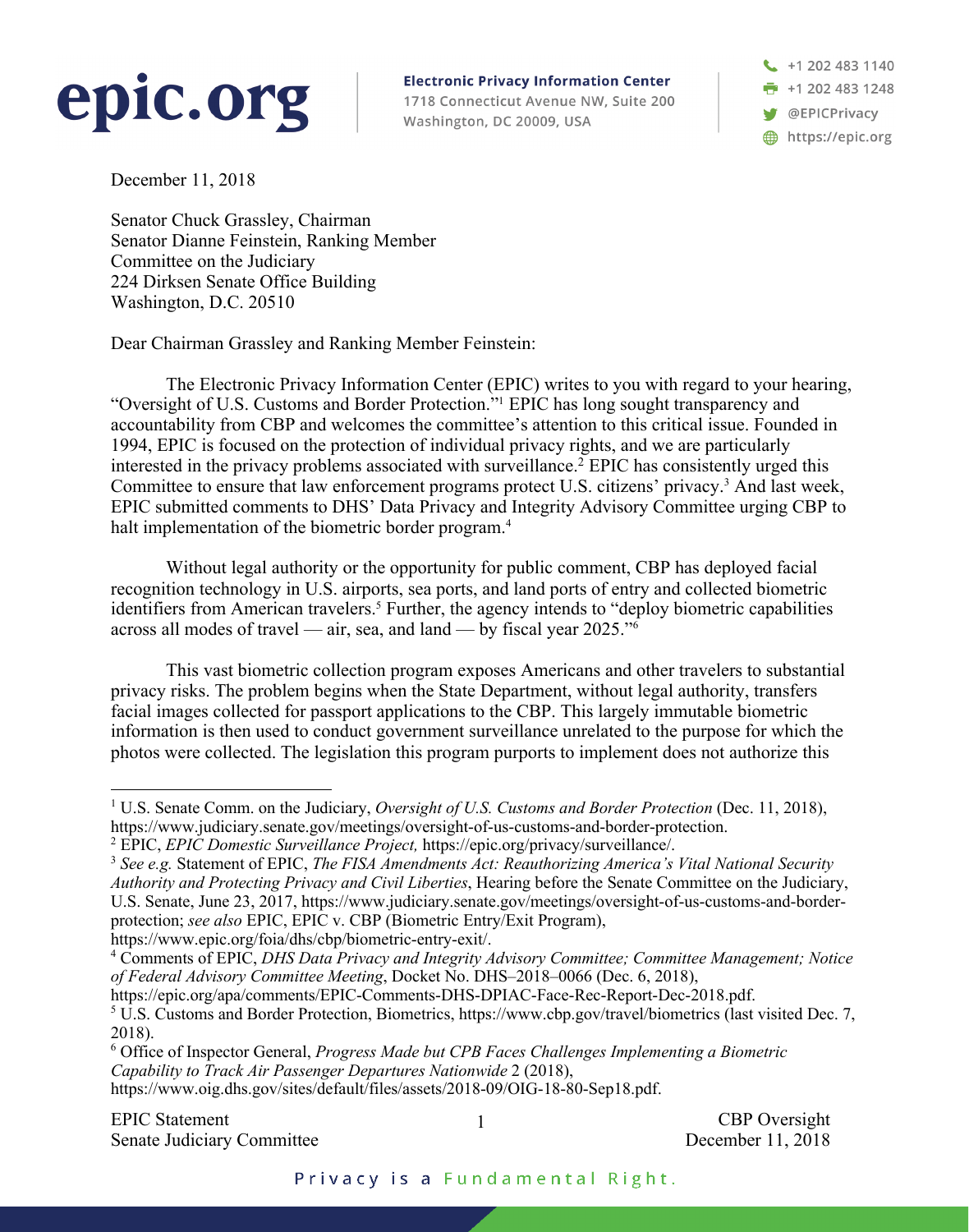**epic.org**

**Electronic Privacy Information Center**
1718 Connecticut Avenue NW, Suite 200
Washington, DC 20009, USA

+1 202 483 1140
+1 202 483 1248
@EPICPrivacy
https://epic.org

December 11, 2018

Senator Chuck Grassley, Chairman
Senator Dianne Feinstein, Ranking Member
Committee on the Judiciary
224 Dirksen Senate Office Building
Washington, D.C. 20510

Dear Chairman Grassley and Ranking Member Feinstein:

The Electronic Privacy Information Center (EPIC) writes to you with regard to your hearing, "Oversight of U.S. Customs and Border Protection."[1] EPIC has long sought transparency and accountability from CBP and welcomes the committee's attention to this critical issue. Founded in 1994, EPIC is focused on the protection of individual privacy rights, and we are particularly interested in the privacy problems associated with surveillance.[2] EPIC has consistently urged this Committee to ensure that law enforcement programs protect U.S. citizens' privacy.[3] And last week, EPIC submitted comments to DHS' Data Privacy and Integrity Advisory Committee urging CBP to halt implementation of the biometric border program.[4]

Without legal authority or the opportunity for public comment, CBP has deployed facial recognition technology in U.S. airports, sea ports, and land ports of entry and collected biometric identifiers from American travelers.[5] Further, the agency intends to "deploy biometric capabilities across all modes of travel — air, sea, and land — by fiscal year 2025."[6]

This vast biometric collection program exposes Americans and other travelers to substantial privacy risks. The problem begins when the State Department, without legal authority, transfers facial images collected for passport applications to the CBP. This largely immutable biometric information is then used to conduct government surveillance unrelated to the purpose for which the photos were collected. The legislation this program purports to implement does not authorize this

---

[1] U.S. Senate Comm. on the Judiciary, *Oversight of U.S. Customs and Border Protection* (Dec. 11, 2018), https://www.judiciary.senate.gov/meetings/oversight-of-us-customs-and-border-protection.

[2] EPIC, *EPIC Domestic Surveillance Project,* https://epic.org/privacy/surveillance/.

[3] *See e.g.* Statement of EPIC, *The FISA Amendments Act: Reauthorizing America's Vital National Security Authority and Protecting Privacy and Civil Liberties*, Hearing before the Senate Committee on the Judiciary, U.S. Senate, June 23, 2017, https://www.judiciary.senate.gov/meetings/oversight-of-us-customs-and-border-protection; *see also* EPIC, EPIC v. CBP (Biometric Entry/Exit Program), https://www.epic.org/foia/dhs/cbp/biometric-entry-exit/.

[4] Comments of EPIC, *DHS Data Privacy and Integrity Advisory Committee; Committee Management; Notice of Federal Advisory Committee Meeting*, Docket No. DHS–2018–0066 (Dec. 6, 2018), https://epic.org/apa/comments/EPIC-Comments-DHS-DPIAC-Face-Rec-Report-Dec-2018.pdf.

[5] U.S. Customs and Border Protection, Biometrics, https://www.cbp.gov/travel/biometrics (last visited Dec. 7, 2018).

[6] Office of Inspector General, *Progress Made but CPB Faces Challenges Implementing a Biometric Capability to Track Air Passenger Departures Nationwide* 2 (2018), https://www.oig.dhs.gov/sites/default/files/assets/2018-09/OIG-18-80-Sep18.pdf.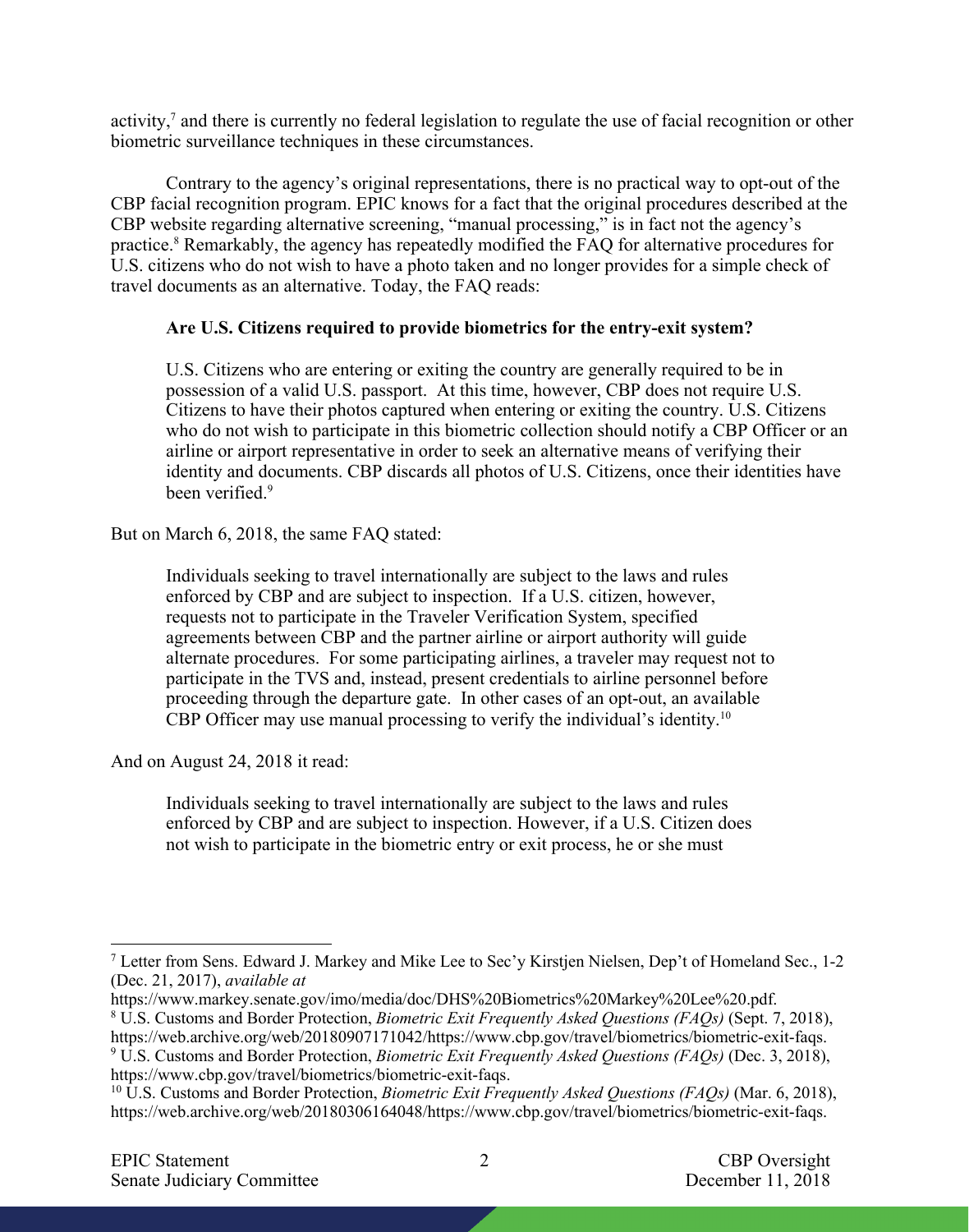activity,[7] and there is currently no federal legislation to regulate the use of facial recognition or other biometric surveillance techniques in these circumstances.

Contrary to the agency's original representations, there is no practical way to opt-out of the CBP facial recognition program. EPIC knows for a fact that the original procedures described at the CBP website regarding alternative screening, "manual processing," is in fact not the agency's practice.[8] Remarkably, the agency has repeatedly modified the FAQ for alternative procedures for U.S. citizens who do not wish to have a photo taken and no longer provides for a simple check of travel documents as an alternative. Today, the FAQ reads:

> **Are U.S. Citizens required to provide biometrics for the entry-exit system?**
>
> U.S. Citizens who are entering or exiting the country are generally required to be in possession of a valid U.S. passport. At this time, however, CBP does not require U.S. Citizens to have their photos captured when entering or exiting the country. U.S. Citizens who do not wish to participate in this biometric collection should notify a CBP Officer or an airline or airport representative in order to seek an alternative means of verifying their identity and documents. CBP discards all photos of U.S. Citizens, once their identities have been verified.[9]

But on March 6, 2018, the same FAQ stated:

> Individuals seeking to travel internationally are subject to the laws and rules enforced by CBP and are subject to inspection. If a U.S. citizen, however, requests not to participate in the Traveler Verification System, specified agreements between CBP and the partner airline or airport authority will guide alternate procedures. For some participating airlines, a traveler may request not to participate in the TVS and, instead, present credentials to airline personnel before proceeding through the departure gate. In other cases of an opt-out, an available CBP Officer may use manual processing to verify the individual's identity.[10]

And on August 24, 2018 it read:

> Individuals seeking to travel internationally are subject to the laws and rules enforced by CBP and are subject to inspection. However, if a U.S. Citizen does not wish to participate in the biometric entry or exit process, he or she must

---

[7] Letter from Sens. Edward J. Markey and Mike Lee to Sec'y Kirstjen Nielsen, Dep't of Homeland Sec., 1-2 (Dec. 21, 2017), *available at* https://www.markey.senate.gov/imo/media/doc/DHS%20Biometrics%20Markey%20Lee%20.pdf.

[8] U.S. Customs and Border Protection, *Biometric Exit Frequently Asked Questions (FAQs)* (Sept. 7, 2018), https://web.archive.org/web/20180907171042/https://www.cbp.gov/travel/biometrics/biometric-exit-faqs.

[9] U.S. Customs and Border Protection, *Biometric Exit Frequently Asked Questions (FAQs)* (Dec. 3, 2018), https://www.cbp.gov/travel/biometrics/biometric-exit-faqs.

[10] U.S. Customs and Border Protection, *Biometric Exit Frequently Asked Questions (FAQs)* (Mar. 6, 2018), https://web.archive.org/web/20180306164048/https://www.cbp.gov/travel/biometrics/biometric-exit-faqs.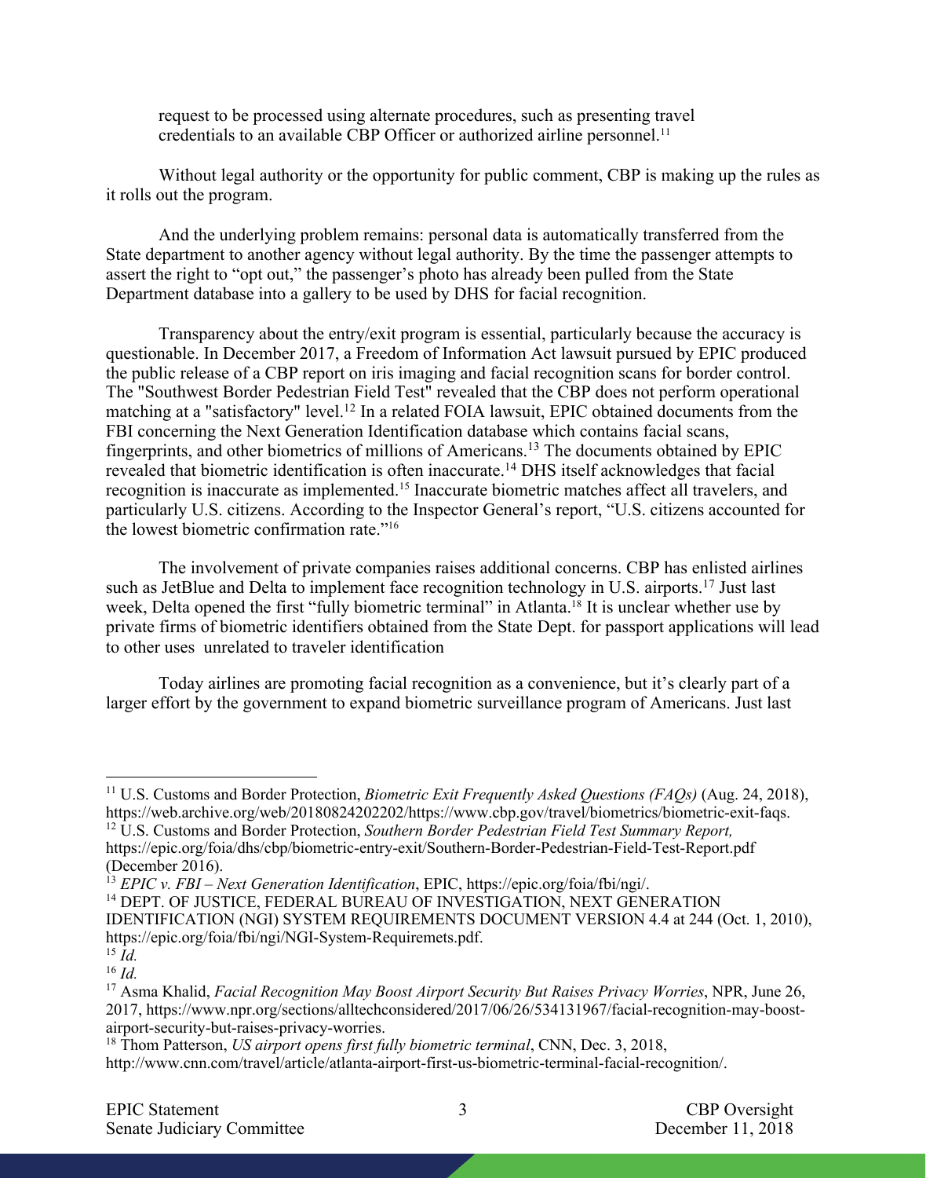request to be processed using alternate procedures, such as presenting travel credentials to an available CBP Officer or authorized airline personnel.[11]

Without legal authority or the opportunity for public comment, CBP is making up the rules as it rolls out the program.

And the underlying problem remains: personal data is automatically transferred from the State department to another agency without legal authority. By the time the passenger attempts to assert the right to "opt out," the passenger's photo has already been pulled from the State Department database into a gallery to be used by DHS for facial recognition.

Transparency about the entry/exit program is essential, particularly because the accuracy is questionable. In December 2017, a Freedom of Information Act lawsuit pursued by EPIC produced the public release of a CBP report on iris imaging and facial recognition scans for border control. The "Southwest Border Pedestrian Field Test" revealed that the CBP does not perform operational matching at a "satisfactory" level.[12] In a related FOIA lawsuit, EPIC obtained documents from the FBI concerning the Next Generation Identification database which contains facial scans, fingerprints, and other biometrics of millions of Americans.[13] The documents obtained by EPIC revealed that biometric identification is often inaccurate.[14] DHS itself acknowledges that facial recognition is inaccurate as implemented.[15] Inaccurate biometric matches affect all travelers, and particularly U.S. citizens. According to the Inspector General's report, "U.S. citizens accounted for the lowest biometric confirmation rate."[16]

The involvement of private companies raises additional concerns. CBP has enlisted airlines such as JetBlue and Delta to implement face recognition technology in U.S. airports.[17] Just last week, Delta opened the first "fully biometric terminal" in Atlanta.[18] It is unclear whether use by private firms of biometric identifiers obtained from the State Dept. for passport applications will lead to other uses unrelated to traveler identification

Today airlines are promoting facial recognition as a convenience, but it's clearly part of a larger effort by the government to expand biometric surveillance program of Americans. Just last

---

[11] U.S. Customs and Border Protection, *Biometric Exit Frequently Asked Questions (FAQs)* (Aug. 24, 2018), https://web.archive.org/web/20180824202202/https://www.cbp.gov/travel/biometrics/biometric-exit-faqs.

[12] U.S. Customs and Border Protection, *Southern Border Pedestrian Field Test Summary Report,* https://epic.org/foia/dhs/cbp/biometric-entry-exit/Southern-Border-Pedestrian-Field-Test-Report.pdf (December 2016).

[13] *EPIC v. FBI – Next Generation Identification*, EPIC, https://epic.org/foia/fbi/ngi/.

[14] DEPT. OF JUSTICE, FEDERAL BUREAU OF INVESTIGATION, NEXT GENERATION IDENTIFICATION (NGI) SYSTEM REQUIREMENTS DOCUMENT VERSION 4.4 at 244 (Oct. 1, 2010), https://epic.org/foia/fbi/ngi/NGI-System-Requiremets.pdf.

[15] *Id.*

[16] *Id.*

[17] Asma Khalid, *Facial Recognition May Boost Airport Security But Raises Privacy Worries*, NPR, June 26, 2017, https://www.npr.org/sections/alltechconsidered/2017/06/26/534131967/facial-recognition-may-boost-airport-security-but-raises-privacy-worries.

[18] Thom Patterson, *US airport opens first fully biometric terminal*, CNN, Dec. 3, 2018, http://www.cnn.com/travel/article/atlanta-airport-first-us-biometric-terminal-facial-recognition/.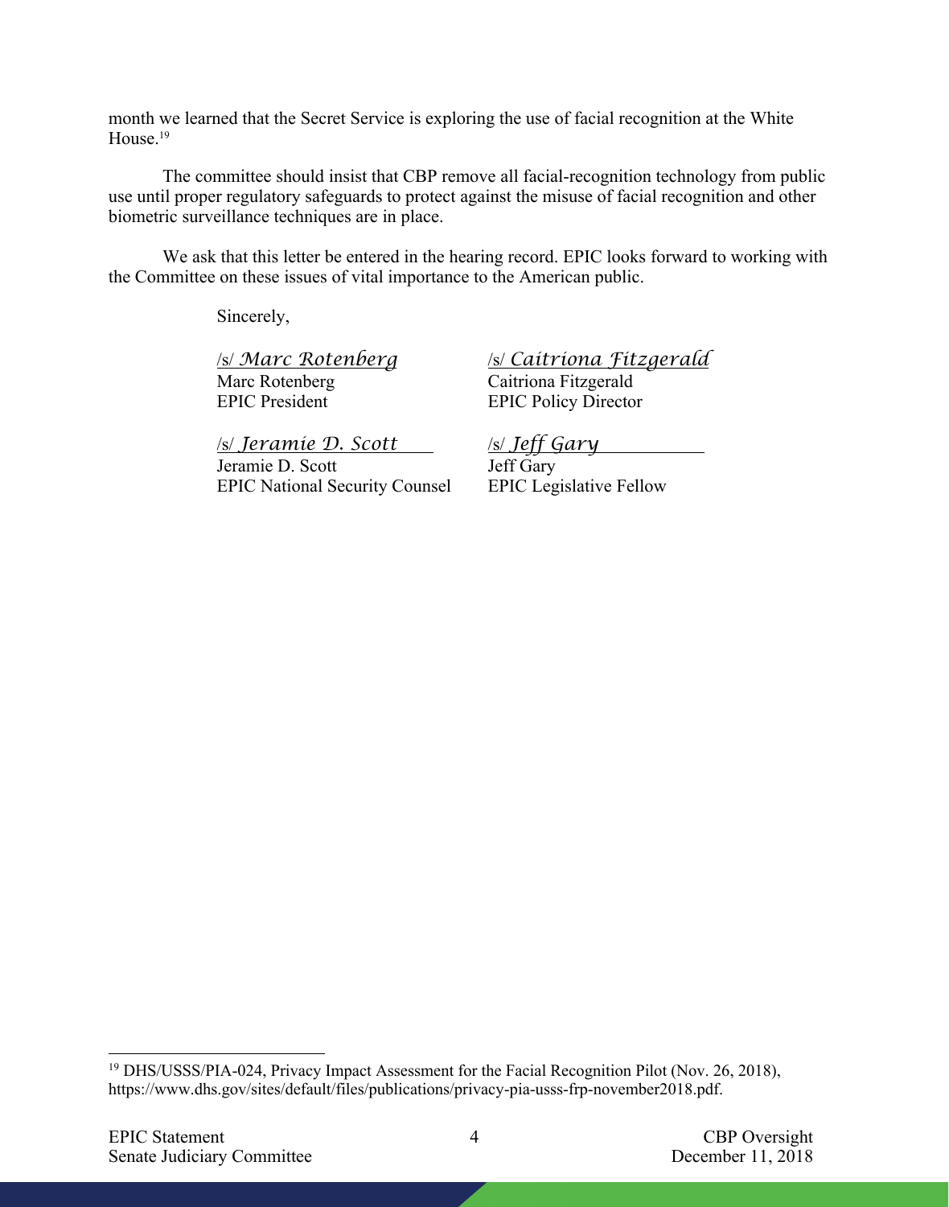month we learned that the Secret Service is exploring the use of facial recognition at the White House.[19]

The committee should insist that CBP remove all facial-recognition technology from public use until proper regulatory safeguards to protect against the misuse of facial recognition and other biometric surveillance techniques are in place.

We ask that this letter be entered in the hearing record. EPIC looks forward to working with the Committee on these issues of vital importance to the American public.

Sincerely,

/s/ *Marc Rotenberg*
Marc Rotenberg
EPIC President

/s/ *Caitriona Fitzgerald*
Caitriona Fitzgerald
EPIC Policy Director

/s/ *Jeramie D. Scott*
Jeramie D. Scott
EPIC National Security Counsel

/s/ *Jeff Gary*
Jeff Gary
EPIC Legislative Fellow

---

[19] DHS/USSS/PIA-024, Privacy Impact Assessment for the Facial Recognition Pilot (Nov. 26, 2018), https://www.dhs.gov/sites/default/files/publications/privacy-pia-usss-frp-november2018.pdf.